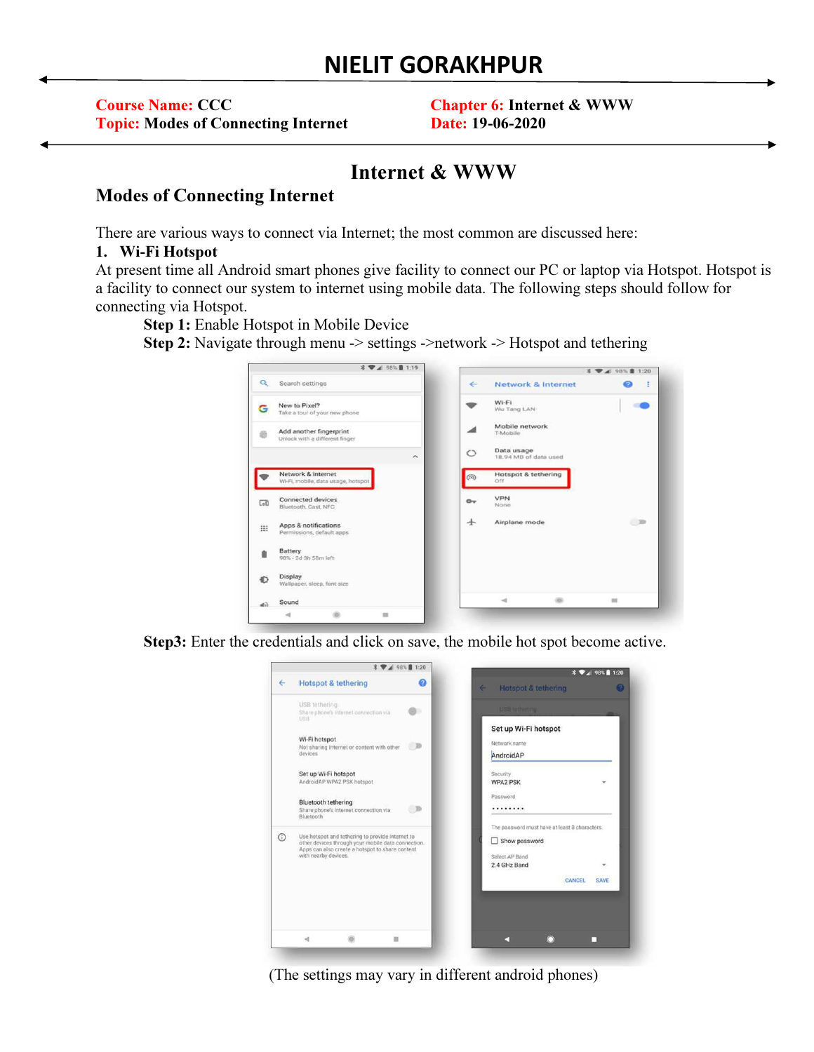# NIELIT GORAKHPUR

**Course Name:** CCC
**Topic:** Modes of Connecting Internet

**Chapter 6:** Internet & WWW
**Date:** 19-06-2020

## Internet & WWW

### Modes of Connecting Internet

There are various ways to connect via Internet; the most common are discussed here:

**1. Wi-Fi Hotspot**

At present time all Android smart phones give facility to connect our PC or laptop via Hotspot. Hotspot is a facility to connect our system to internet using mobile data. The following steps should follow for connecting via Hotspot.

**Step 1:** Enable Hotspot in Mobile Device

**Step 2:** Navigate through menu -> settings ->network -> Hotspot and tethering

**Step3:** Enter the credentials and click on save, the mobile hot spot become active.

(The settings may vary in different android phones)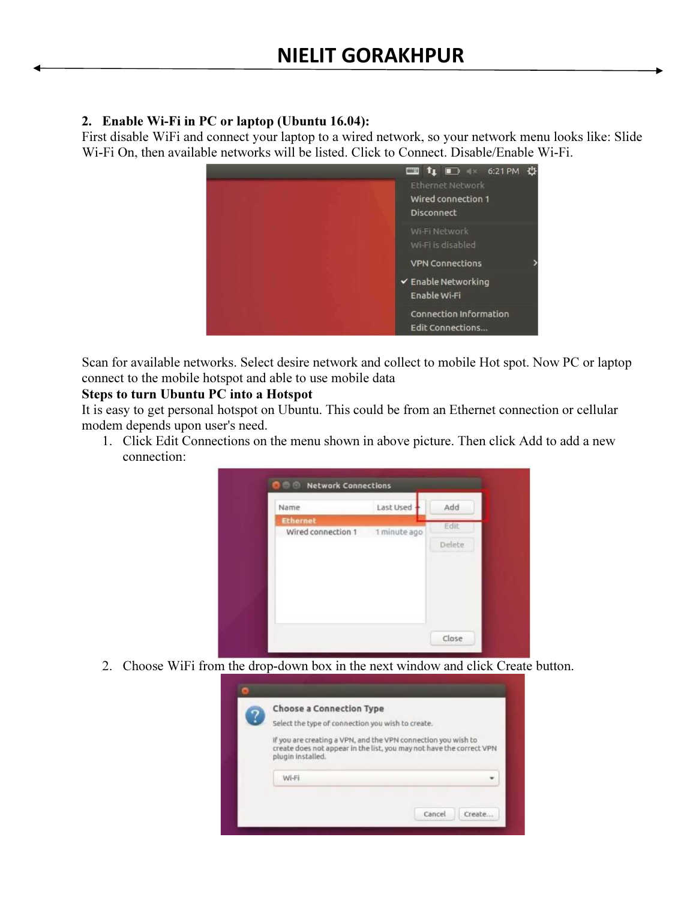**2. Enable Wi-Fi in PC or laptop (Ubuntu 16.04):**

First disable WiFi and connect your laptop to a wired network, so your network menu looks like: Slide Wi-Fi On, then available networks will be listed. Click to Connect. Disable/Enable Wi-Fi.

Scan for available networks. Select desire network and collect to mobile Hot spot. Now PC or laptop connect to the mobile hotspot and able to use mobile data

**Steps to turn Ubuntu PC into a Hotspot**

It is easy to get personal hotspot on Ubuntu. This could be from an Ethernet connection or cellular modem depends upon user's need.

1. Click Edit Connections on the menu shown in above picture. Then click Add to add a new connection:

2. Choose WiFi from the drop-down box in the next window and click Create button.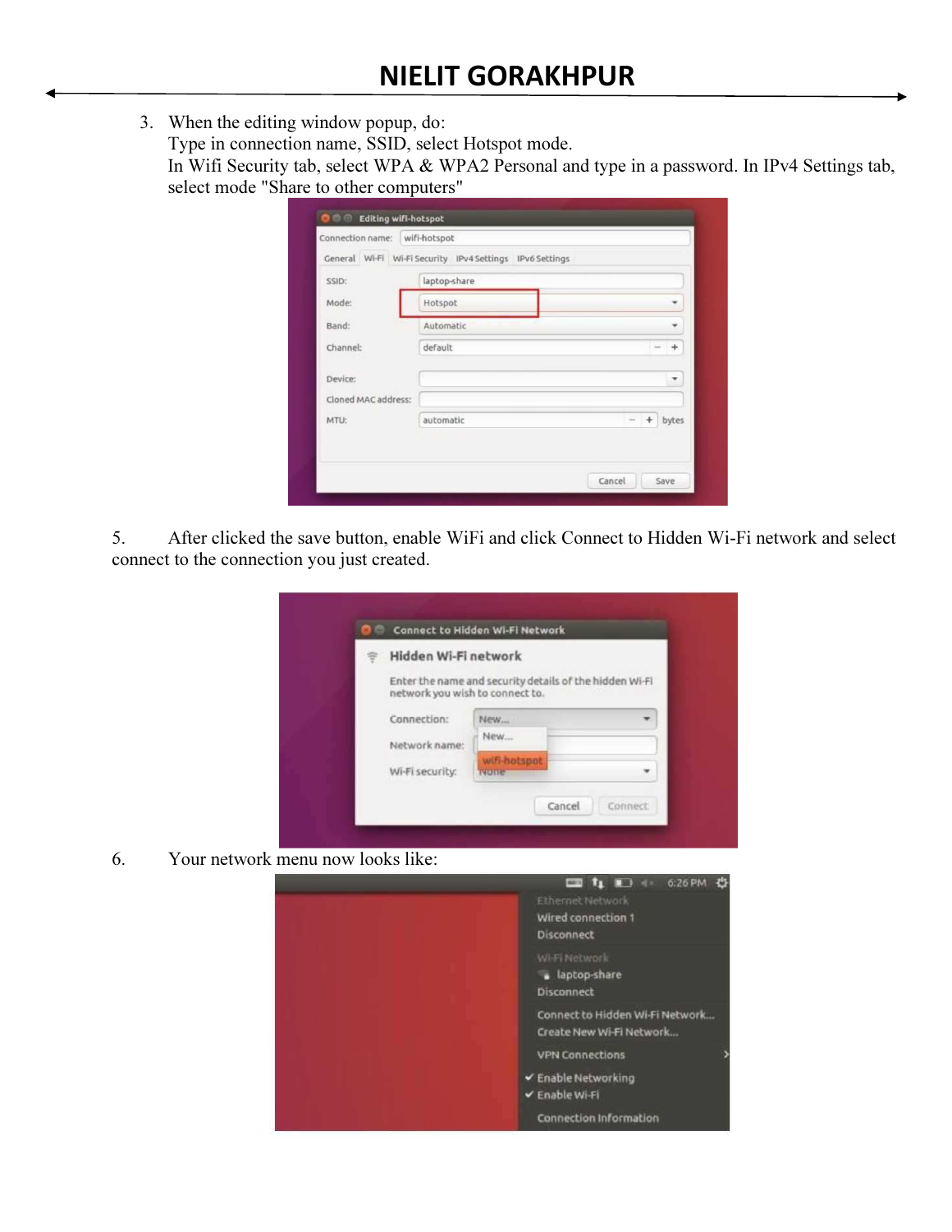3. When the editing window popup, do:
   Type in connection name, SSID, select Hotspot mode.
   In Wifi Security tab, select WPA & WPA2 Personal and type in a password. In IPv4 Settings tab, select mode "Share to other computers"

5. After clicked the save button, enable WiFi and click Connect to Hidden Wi-Fi network and select connect to the connection you just created.

6. Your network menu now looks like: